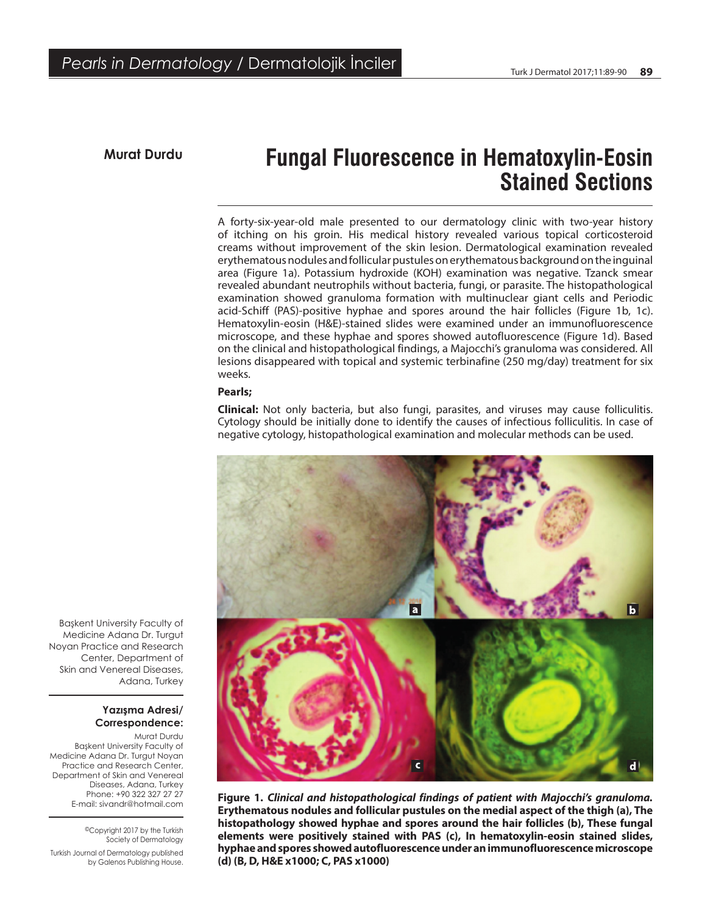*Pearls in Dermatology* / Dermatolojik İnciler

**Murat Durdu**

# Fungal Fluorescence in Hematoxylin-Eosin Stained Sections

A forty-six-year-old male presented to our dermatology clinic with two-year history of itching on his groin. His medical history revealed various topical corticosteroid creams without improvement of the skin lesion. Dermatological examination revealed erythematous nodules and follicular pustules on erythematous background on the inguinal area (Figure 1a). Potassium hydroxide (KOH) examination was negative. Tzanck smear revealed abundant neutrophils without bacteria, fungi, or parasite. The histopathological examination showed granuloma formation with multinuclear giant cells and Periodic acid-Schiff (PAS)-positive hyphae and spores around the hair follicles (Figure 1b, 1c). Hematoxylin-eosin (H&E)-stained slides were examined under an immunofluorescence microscope, and these hyphae and spores showed autofluorescence (Figure 1d). Based on the clinical and histopathological findings, a Majocchi's granuloma was considered. All lesions disappeared with topical and systemic terbinafine (250 mg/day) treatment for six weeks.

**Pearls;**

**Clinical:** Not only bacteria, but also fungi, parasites, and viruses may cause folliculitis. Cytology should be initially done to identify the causes of infectious folliculitis. In case of negative cytology, histopathological examination and molecular methods can be used.

**Figure 1.** ***Clinical and histopathological findings of patient with Majocchi's granuloma.*** **Erythematous nodules and follicular pustules on the medial aspect of the thigh (a), The histopathology showed hyphae and spores around the hair follicles (b), These fungal elements were positively stained with PAS (c), In hematoxylin-eosin stained slides, hyphae and spores showed autofluorescence under an immunofluorescence microscope (d) (B, D, H&E x1000; C, PAS x1000)**

Başkent University Faculty of Medicine Adana Dr. Turgut Noyan Practice and Research Center, Department of Skin and Venereal Diseases, Adana, Turkey

**Yazışma Adresi/ Correspondence:**
Murat Durdu
Başkent University Faculty of Medicine Adana Dr. Turgut Noyan Practice and Research Center, Department of Skin and Venereal Diseases, Adana, Turkey
Phone: +90 322 327 27 27
E-mail: sivandr@hotmail.com

©Copyright 2017 by the Turkish Society of Dermatology
Turkish Journal of Dermatology published by Galenos Publishing House.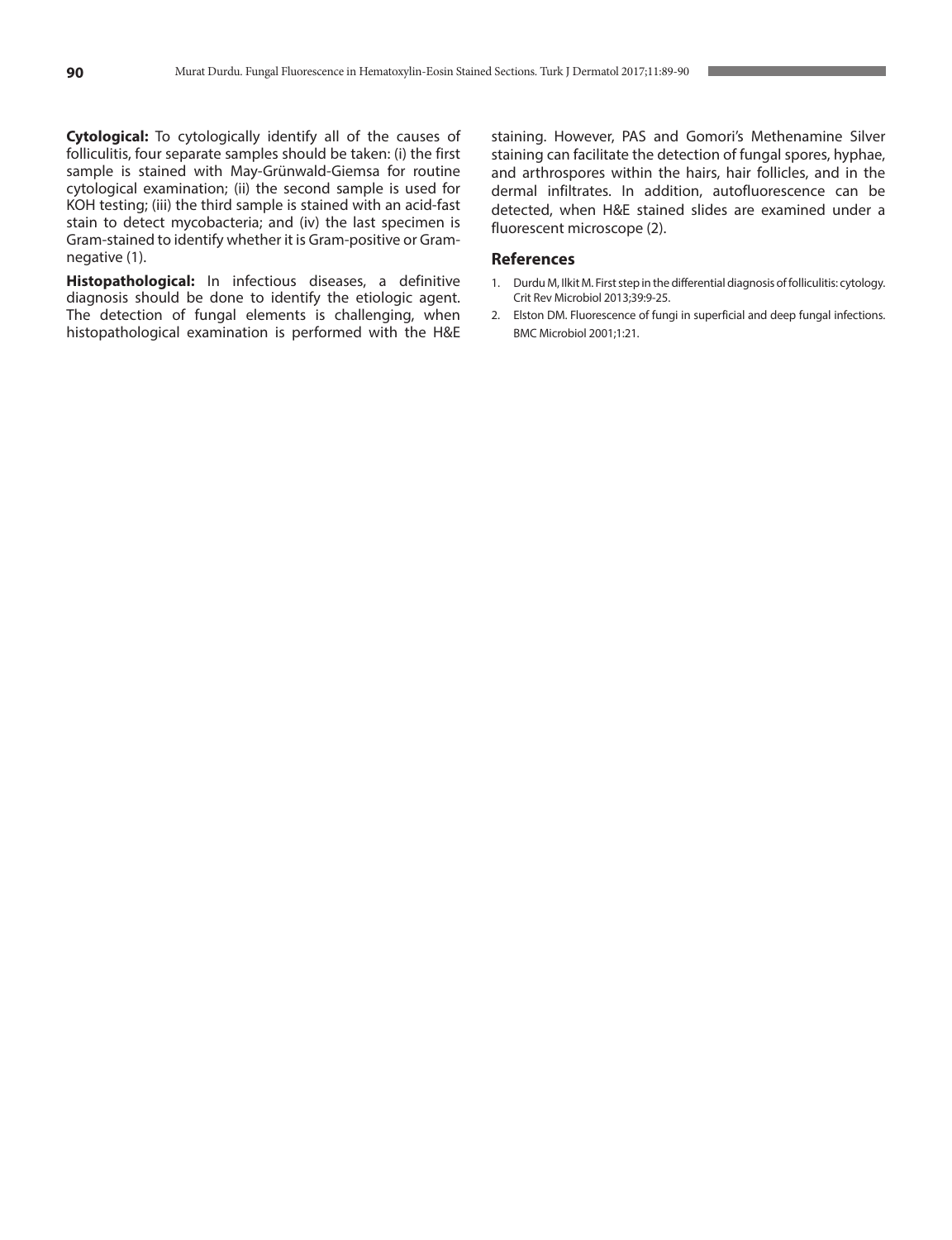**Cytological:** To cytologically identify all of the causes of folliculitis, four separate samples should be taken: (i) the first sample is stained with May-Grünwald-Giemsa for routine cytological examination; (ii) the second sample is used for KOH testing; (iii) the third sample is stained with an acid-fast stain to detect mycobacteria; and (iv) the last specimen is Gram-stained to identify whether it is Gram-positive or Gram-negative (1).

**Histopathological:** In infectious diseases, a definitive diagnosis should be done to identify the etiologic agent. The detection of fungal elements is challenging, when histopathological examination is performed with the H&E staining. However, PAS and Gomori's Methenamine Silver staining can facilitate the detection of fungal spores, hyphae, and arthrospores within the hairs, hair follicles, and in the dermal infiltrates. In addition, autofluorescence can be detected, when H&E stained slides are examined under a fluorescent microscope (2).

## References

1. Durdu M, Ilkit M. First step in the differential diagnosis of folliculitis: cytology. Crit Rev Microbiol 2013;39:9-25.
2. Elston DM. Fluorescence of fungi in superficial and deep fungal infections. BMC Microbiol 2001;1:21.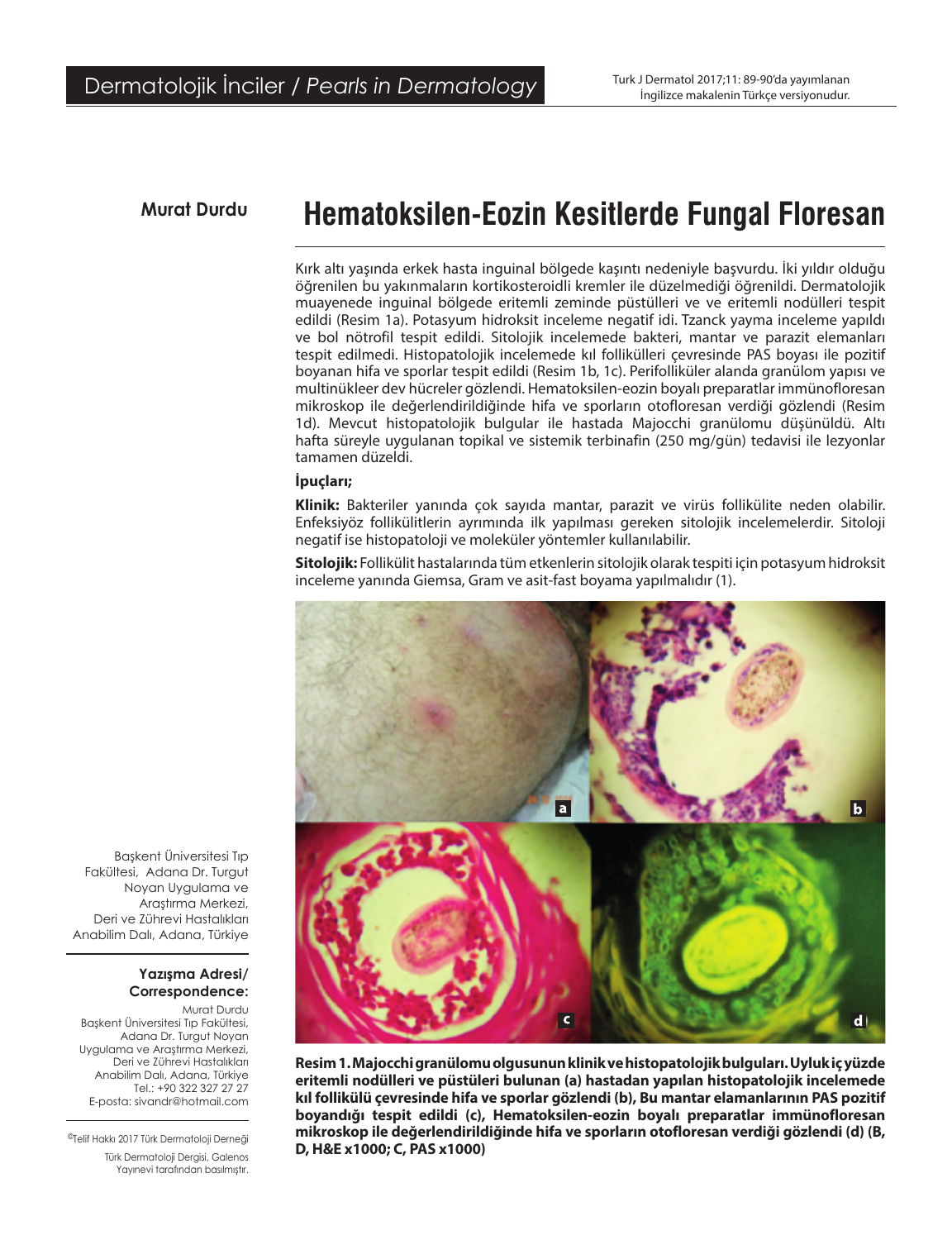# Hematoksilen-Eozin Kesitlerde Fungal Floresan

**Murat Durdu**

Başkent Üniversitesi Tıp Fakültesi, Adana Dr. Turgut Noyan Uygulama ve Araştırma Merkezi, Deri ve Zührevi Hastalıkları Anabilim Dalı, Adana, Türkiye

**Yazışma Adresi/ Correspondence:**
Murat Durdu
Başkent Üniversitesi Tıp Fakültesi, Adana Dr. Turgut Noyan Uygulama ve Araştırma Merkezi, Deri ve Zührevi Hastalıkları Anabilim Dalı, Adana, Türkiye
Tel.: +90 322 327 27 27
E-posta: sivandr@hotmail.com

©Telif Hakkı 2017 Türk Dermatoloji Derneği
Türk Dermatoloji Dergisi, Galenos Yayınevi tarafından basılmıştır.

Kırk altı yaşında erkek hasta inguinal bölgede kaşıntı nedeniyle başvurdu. İki yıldır olduğu öğrenilen bu yakınmaların kortikosteroidli kremler ile düzelmediği öğrenildi. Dermatolojik muayenede inguinal bölgede eritemli zeminde püstülleri ve ve eritemli nodülleri tespit edildi (Resim 1a). Potasyum hidroksit inceleme negatif idi. Tzanck yayma inceleme yapıldı ve bol nötrofil tespit edildi. Sitolojik incelemede bakteri, mantar ve parazit elemanları tespit edilmedi. Histopatolojik incelemede kıl follikülleri çevresinde PAS boyası ile pozitif boyanan hifa ve sporlar tespit edildi (Resim 1b, 1c). Perifolliküler alanda granülom yapısı ve multinükleer dev hücreler gözlendi. Hematoksilen-eozin boyalı preparatlar immünofloresan mikroskop ile değerlendirildiğinde hifa ve sporların otofloresan verdiği gözlendi (Resim 1d). Mevcut histopatolojik bulgular ile hastada Majocchi granülomu düşünüldü. Altı hafta süreyle uygulanan topikal ve sistemik terbinafin (250 mg/gün) tedavisi ile lezyonlar tamamen düzeldi.

### İpuçları;

**Klinik:** Bakteriler yanında çok sayıda mantar, parazit ve virüs follikülite neden olabilir. Enfeksiyöz follikülitlerin ayrımında ilk yapılması gereken sitolojik incelemelerdir. Sitoloji negatif ise histopatoloji ve moleküler yöntemler kullanılabilir.

**Sitolojik:** Follikülit hastalarında tüm etkenlerin sitolojik olarak tespiti için potasyum hidroksit inceleme yanında Giemsa, Gram ve asit-fast boyama yapılmalıdır (1).

**Resim 1. Majocchi granülomu olgusunun klinik ve histopatolojik bulguları. Uyluk iç yüzde eritemli nodülleri ve püstüleri bulunan (a) hastadan yapılan histopatolojik incelemede kıl follikülü çevresinde hifa ve sporlar gözlendi (b), Bu mantar elemanlarının PAS pozitif boyandığı tespit edildi (c), Hematoksilen-eozin boyalı preparatlar immünofloresan mikroskop ile değerlendirildiğinde hifa ve sporların otofloresan verdiği gözlendi (d) (B, D, H&E x1000; C, PAS x1000)**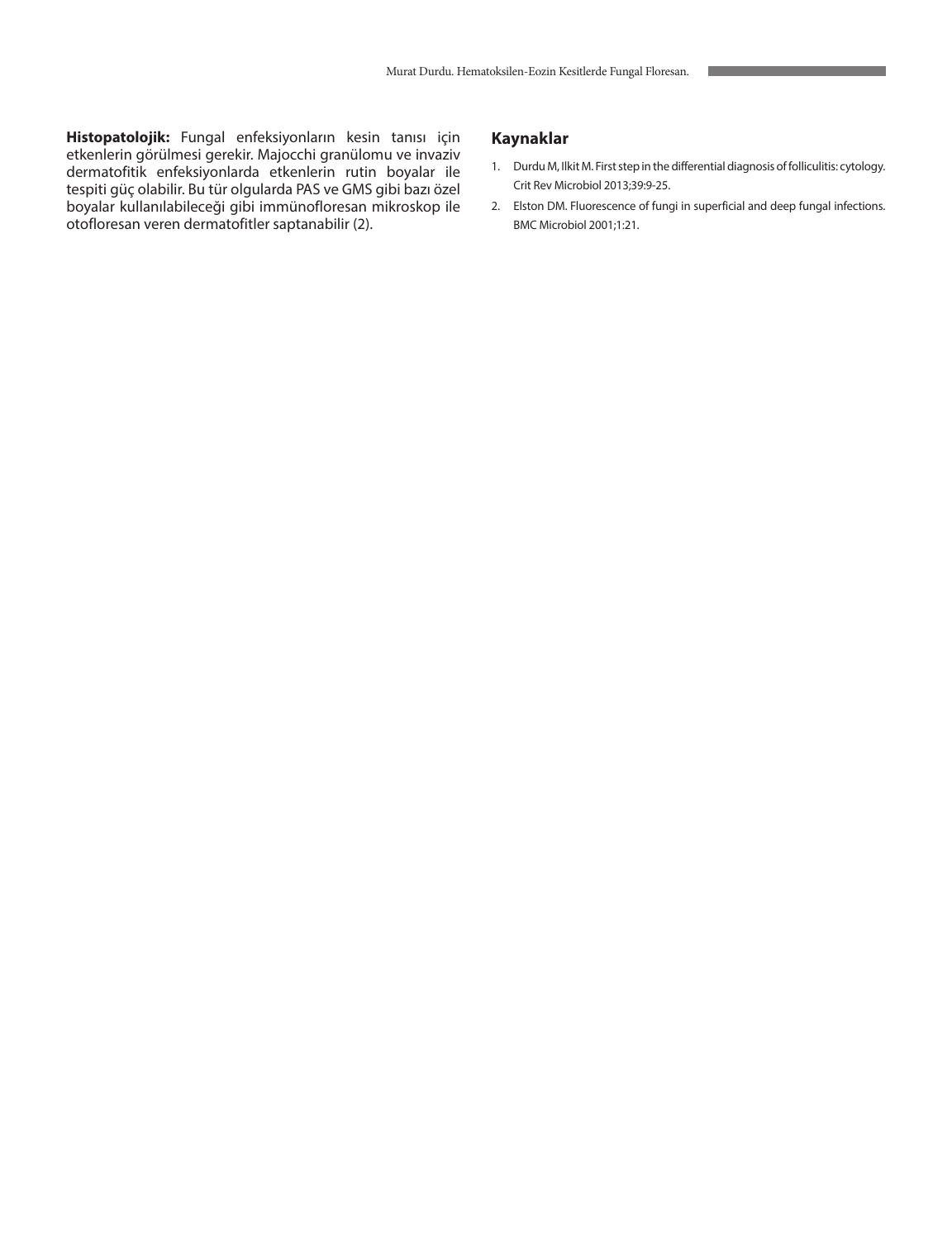**Histopatolojik:** Fungal enfeksiyonların kesin tanısı için etkenlerin görülmesi gerekir. Majocchi granülomu ve invaziv dermatofitik enfeksiyonlarda etkenlerin rutin boyalar ile tespiti güç olabilir. Bu tür olgularda PAS ve GMS gibi bazı özel boyalar kullanılabileceği gibi immünofloresan mikroskop ile otofloresan veren dermatofitler saptanabilir (2).

## Kaynaklar

1. Durdu M, Ilkit M. First step in the differential diagnosis of folliculitis: cytology. Crit Rev Microbiol 2013;39:9-25.
2. Elston DM. Fluorescence of fungi in superficial and deep fungal infections. BMC Microbiol 2001;1:21.